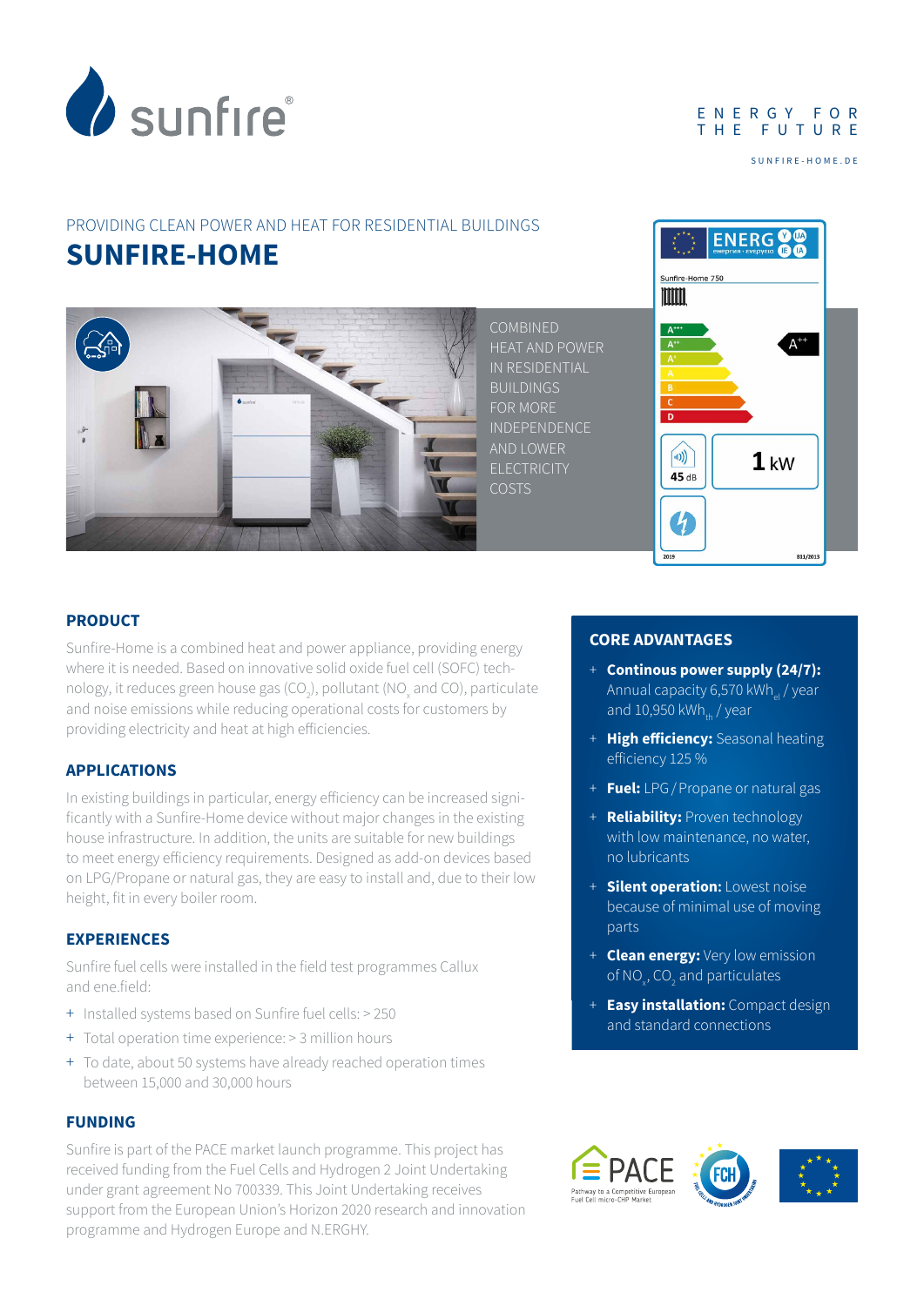ENERGY FOR THE FUTURE

SUNFIRE-HOME.DE

PROVIDING CLEAN POWER AND HEAT FOR RESIDENTIAL BUILDINGS

# SUNFIRE-HOME

COMBINED HEAT AND POWER IN RESIDENTIAL BUILDINGS FOR MORE INDEPENDENCE AND LOWER ELECTRICITY COSTS

ENERG

Sunfire-Home 750

A++

45 dB

1 kW

2019

811/2013

## PRODUCT

Sunfire-Home is a combined heat and power appliance, providing energy where it is needed. Based on innovative solid oxide fuel cell (SOFC) technology, it reduces green house gas ($CO_2$), pollutant ($NO_x$ and CO), particulate and noise emissions while reducing operational costs for customers by providing electricity and heat at high efficiencies.

## APPLICATIONS

In existing buildings in particular, energy efficiency can be increased significantly with a Sunfire-Home device without major changes in the existing house infrastructure. In addition, the units are suitable for new buildings to meet energy efficiency requirements. Designed as add-on devices based on LPG/Propane or natural gas, they are easy to install and, due to their low height, fit in every boiler room.

## EXPERIENCES

Sunfire fuel cells were installed in the field test programmes Callux and ene.field:

+ Installed systems based on Sunfire fuel cells: > 250
+ Total operation time experience: > 3 million hours
+ To date, about 50 systems have already reached operation times between 15,000 and 30,000 hours

## FUNDING

Sunfire is part of the PACE market launch programme. This project has received funding from the Fuel Cells and Hydrogen 2 Joint Undertaking under grant agreement No 700339. This Joint Undertaking receives support from the European Union's Horizon 2020 research and innovation programme and Hydrogen Europe and N.ERGHY.

## CORE ADVANTAGES

+ **Continous power supply (24/7):** Annual capacity 6,570 $kWh_{el}$ / year and 10,950 $kWh_{th}$ / year
+ **High efficiency:** Seasonal heating efficiency 125 %
+ **Fuel:** LPG / Propane or natural gas
+ **Reliability:** Proven technology with low maintenance, no water, no lubricants
+ **Silent operation:** Lowest noise because of minimal use of moving parts
+ **Clean energy:** Very low emission of $NO_x$, $CO_2$ and particulates
+ **Easy installation:** Compact design and standard connections

PACE – Pathway to a Competitive European Fuel Cell micro-CHP Market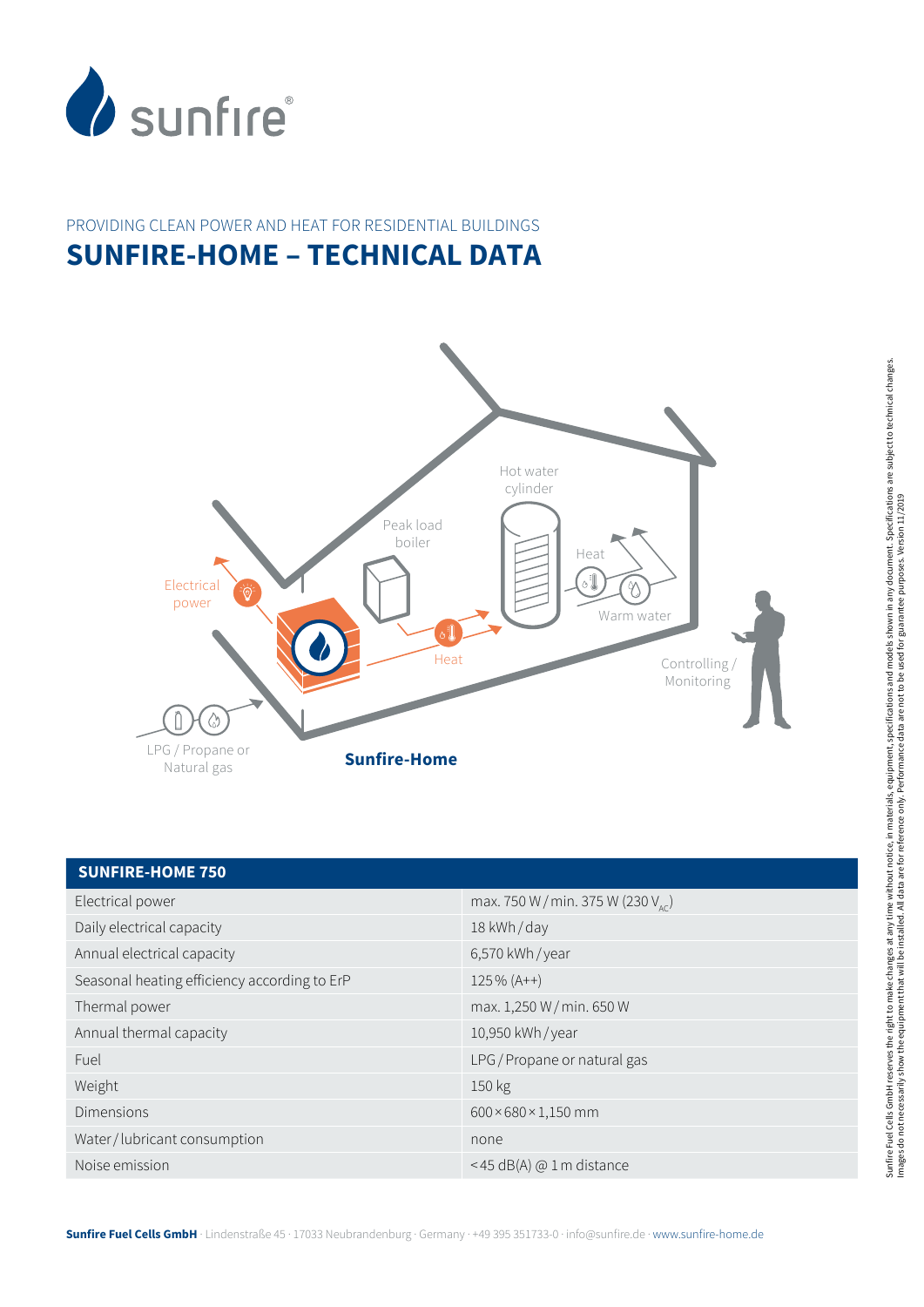PROVIDING CLEAN POWER AND HEAT FOR RESIDENTIAL BUILDINGS

# SUNFIRE-HOME – TECHNICAL DATA

Hot water cylinder

Peak load boiler

Heat

Electrical power

Heat

Warm water

Controlling / Monitoring

LPG / Propane or Natural gas

**Sunfire-Home**

| SUNFIRE-HOME 750 | |
|---|---|
| Electrical power | max. 750 W / min. 375 W (230 $V_{AC}$) |
| Daily electrical capacity | 18 kWh / day |
| Annual electrical capacity | 6,570 kWh / year |
| Seasonal heating efficiency according to ErP | 125 % (A++) |
| Thermal power | max. 1,250 W / min. 650 W |
| Annual thermal capacity | 10,950 kWh / year |
| Fuel | LPG / Propane or natural gas |
| Weight | 150 kg |
| Dimensions | 600 × 680 × 1,150 mm |
| Water / lubricant consumption | none |
| Noise emission | <45 dB(A) @ 1 m distance |

**Sunfire Fuel Cells GmbH** · Lindenstraße 45 · 17033 Neubrandenburg · Germany · +49 395 351733-0 · info@sunfire.de · www.sunfire-home.de

Sunfire Fuel Cells GmbH reserves the right to make changes at any time without notice, in materials, equipment, specifications and models shown in any document. Specifications are subject to technical changes. Images do not necessarily show the equipment that will be installed. All data are for reference only. Performance data are not to be used for guarantee purposes. Version 11/2019